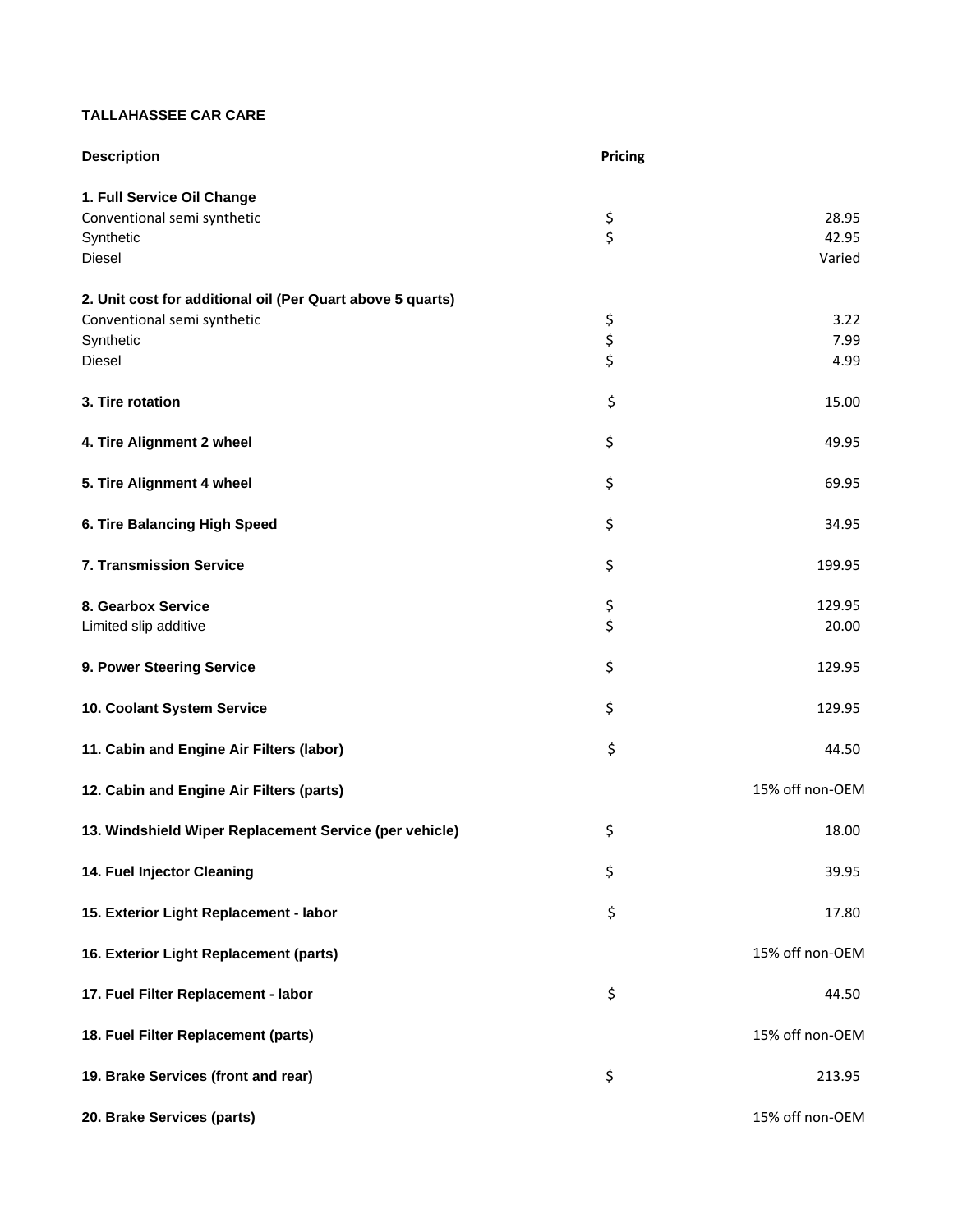**TALLAHASSEE CAR CARE**

| Description | Pricing | |
|---|---|---|
| **1. Full Service Oil Change** | | |
| Conventional semi synthetic | $ | 28.95 |
| Synthetic | $ | 42.95 |
| Diesel | | Varied |
| **2. Unit cost for additional oil (Per Quart above 5 quarts)** | | |
| Conventional semi synthetic | $ | 3.22 |
| Synthetic | $ | 7.99 |
| Diesel | $ | 4.99 |
| **3. Tire rotation** | $ | 15.00 |
| **4. Tire Alignment 2 wheel** | $ | 49.95 |
| **5. Tire Alignment 4 wheel** | $ | 69.95 |
| **6. Tire Balancing High Speed** | $ | 34.95 |
| **7. Transmission Service** | $ | 199.95 |
| **8. Gearbox Service** | $ | 129.95 |
| Limited slip additive | $ | 20.00 |
| **9. Power Steering Service** | $ | 129.95 |
| **10. Coolant System Service** | $ | 129.95 |
| **11. Cabin and Engine Air Filters (labor)** | $ | 44.50 |
| **12. Cabin and Engine Air Filters (parts)** | | 15% off non-OEM |
| **13. Windshield Wiper Replacement Service (per vehicle)** | $ | 18.00 |
| **14. Fuel Injector Cleaning** | $ | 39.95 |
| **15. Exterior Light Replacement - labor** | $ | 17.80 |
| **16. Exterior Light Replacement (parts)** | | 15% off non-OEM |
| **17. Fuel Filter Replacement - labor** | $ | 44.50 |
| **18. Fuel Filter Replacement (parts)** | | 15% off non-OEM |
| **19. Brake Services (front and rear)** | $ | 213.95 |
| **20. Brake Services (parts)** | | 15% off non-OEM |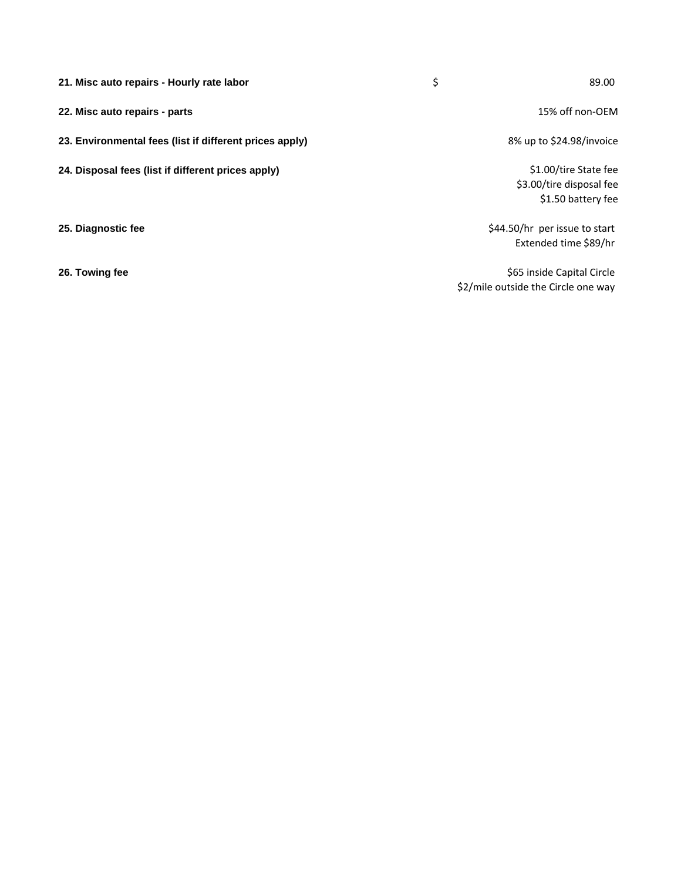| | | |
|---|---|---|
| **21. Misc auto repairs - Hourly rate labor** | $ | 89.00 |
| **22. Misc auto repairs - parts** | | 15% off non-OEM |
| **23. Environmental fees (list if different prices apply)** | | 8% up to $24.98/invoice |
| **24. Disposal fees (list if different prices apply)** | | $1.00/tire State fee<br>$3.00/tire disposal fee<br>$1.50 battery fee |
| **25. Diagnostic fee** | | $44.50/hr per issue to start<br>Extended time $89/hr |
| **26. Towing fee** | | $65 inside Capital Circle<br>$2/mile outside the Circle one way |